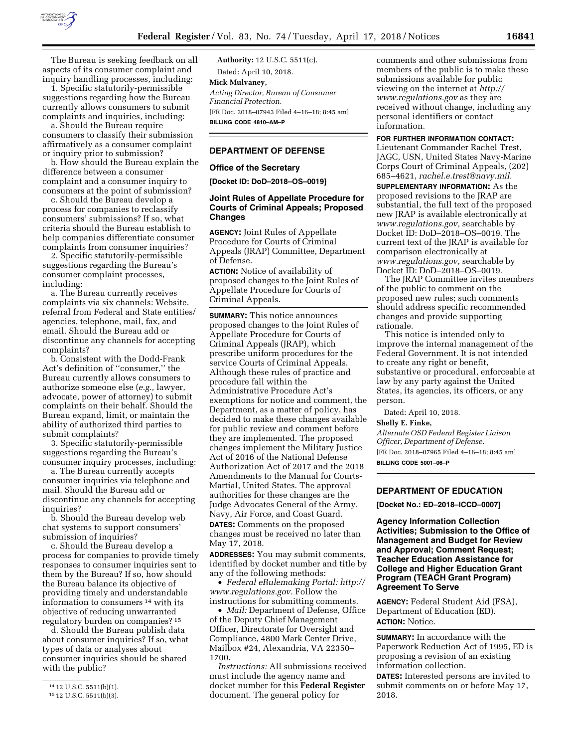The Bureau is seeking feedback on all aspects of its consumer complaint and inquiry handling processes, including:

1. Specific statutorily-permissible suggestions regarding how the Bureau currently allows consumers to submit complaints and inquiries, including:

a. Should the Bureau require consumers to classify their submission affirmatively as a consumer complaint or inquiry prior to submission?

b. How should the Bureau explain the difference between a consumer complaint and a consumer inquiry to consumers at the point of submission?

c. Should the Bureau develop a process for companies to reclassify consumers' submissions? If so, what criteria should the Bureau establish to help companies differentiate consumer complaints from consumer inquiries?

2. Specific statutorily-permissible suggestions regarding the Bureau's consumer complaint processes, including:

a. The Bureau currently receives complaints via six channels: Website, referral from Federal and State entities/agencies, telephone, mail, fax, and email. Should the Bureau add or discontinue any channels for accepting complaints?

b. Consistent with the Dodd-Frank Act's definition of ''consumer,'' the Bureau currently allows consumers to authorize someone else (*e.g.,* lawyer, advocate, power of attorney) to submit complaints on their behalf. Should the Bureau expand, limit, or maintain the ability of authorized third parties to submit complaints?

3. Specific statutorily-permissible suggestions regarding the Bureau's consumer inquiry processes, including:

a. The Bureau currently accepts consumer inquiries via telephone and mail. Should the Bureau add or discontinue any channels for accepting inquiries?

b. Should the Bureau develop web chat systems to support consumers' submission of inquiries?

c. Should the Bureau develop a process for companies to provide timely responses to consumer inquiries sent to them by the Bureau? If so, how should the Bureau balance its objective of providing timely and understandable information to consumers [14] with its objective of reducing unwarranted regulatory burden on companies? [15]

d. Should the Bureau publish data about consumer inquiries? If so, what types of data or analyses about consumer inquiries should be shared with the public?

[14] 12 U.S.C. 5511(b)(1).

[15] 12 U.S.C. 5511(b)(3).

**Authority:** 12 U.S.C. 5511(c).

Dated: April 10, 2018.

**Mick Mulvaney,**

*Acting Director, Bureau of Consumer Financial Protection.*

[FR Doc. 2018–07943 Filed 4–16–18; 8:45 am]

**BILLING CODE 4810–AM–P**

## DEPARTMENT OF DEFENSE

### Office of the Secretary

**[Docket ID: DoD–2018–OS–0019]**

### Joint Rules of Appellate Procedure for Courts of Criminal Appeals; Proposed Changes

**AGENCY:** Joint Rules of Appellate Procedure for Courts of Criminal Appeals (JRAP) Committee, Department of Defense.

**ACTION:** Notice of availability of proposed changes to the Joint Rules of Appellate Procedure for Courts of Criminal Appeals.

**SUMMARY:** This notice announces proposed changes to the Joint Rules of Appellate Procedure for Courts of Criminal Appeals (JRAP), which prescribe uniform procedures for the service Courts of Criminal Appeals. Although these rules of practice and procedure fall within the Administrative Procedure Act's exemptions for notice and comment, the Department, as a matter of policy, has decided to make these changes available for public review and comment before they are implemented. The proposed changes implement the Military Justice Act of 2016 of the National Defense Authorization Act of 2017 and the 2018 Amendments to the Manual for Courts-Martial, United States. The approval authorities for these changes are the Judge Advocates General of the Army, Navy, Air Force, and Coast Guard.

**DATES:** Comments on the proposed changes must be received no later than May 17, 2018.

**ADDRESSES:** You may submit comments, identified by docket number and title by any of the following methods:

- *Federal eRulemaking Portal: http://www.regulations.gov.* Follow the instructions for submitting comments.
- *Mail:* Department of Defense, Office of the Deputy Chief Management Officer, Directorate for Oversight and Compliance, 4800 Mark Center Drive, Mailbox #24, Alexandria, VA 22350–1700.

*Instructions:* All submissions received must include the agency name and docket number for this **Federal Register** document. The general policy for comments and other submissions from members of the public is to make these submissions available for public viewing on the internet at *http://www.regulations.gov* as they are received without change, including any personal identifiers or contact information.

**FOR FURTHER INFORMATION CONTACT:** Lieutenant Commander Rachel Trest, JAGC, USN, United States Navy-Marine Corps Court of Criminal Appeals, (202) 685–4621, *rachel.e.trest@navy.mil.*

**SUPPLEMENTARY INFORMATION:** As the proposed revisions to the JRAP are substantial, the full text of the proposed new JRAP is available electronically at *www.regulations.gov,* searchable by Docket ID: DoD–2018–OS–0019. The current text of the JRAP is available for comparison electronically at *www.regulations.gov,* searchable by Docket ID: DoD–2018–OS–0019.

The JRAP Committee invites members of the public to comment on the proposed new rules; such comments should address specific recommended changes and provide supporting rationale.

This notice is intended only to improve the internal management of the Federal Government. It is not intended to create any right or benefit, substantive or procedural, enforceable at law by any party against the United States, its agencies, its officers, or any person.

Dated: April 10, 2018.

**Shelly E. Finke,**

*Alternate OSD Federal Register Liaison Officer, Department of Defense.*

[FR Doc. 2018–07965 Filed 4–16–18; 8:45 am]

**BILLING CODE 5001–06–P**

## DEPARTMENT OF EDUCATION

**[Docket No.: ED–2018–ICCD–0007]**

### Agency Information Collection Activities; Submission to the Office of Management and Budget for Review and Approval; Comment Request; Teacher Education Assistance for College and Higher Education Grant Program (TEACH Grant Program) Agreement To Serve

**AGENCY:** Federal Student Aid (FSA), Department of Education (ED).

**ACTION:** Notice.

**SUMMARY:** In accordance with the Paperwork Reduction Act of 1995, ED is proposing a revision of an existing information collection.

**DATES:** Interested persons are invited to submit comments on or before May 17, 2018.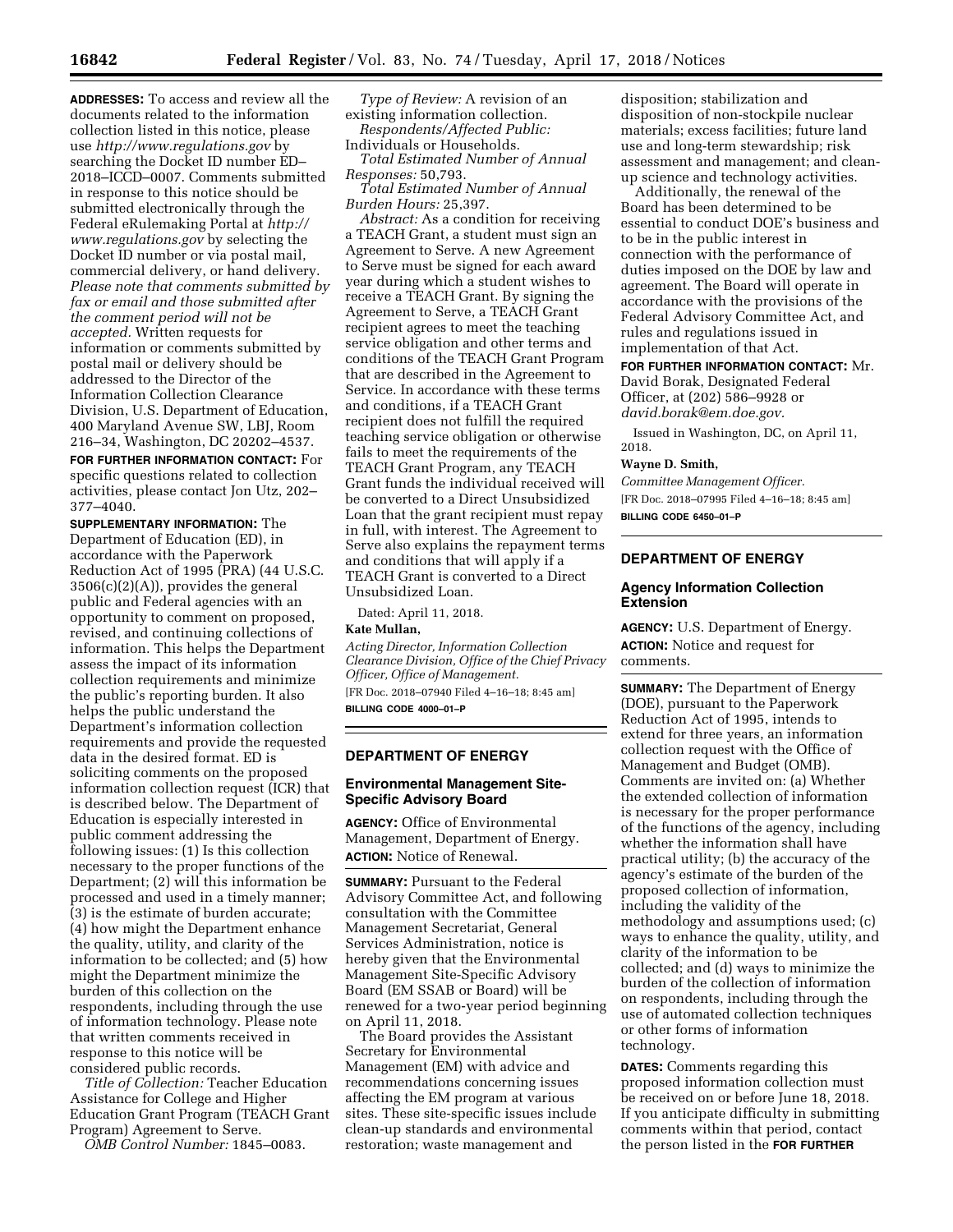**ADDRESSES:** To access and review all the documents related to the information collection listed in this notice, please use *http://www.regulations.gov* by searching the Docket ID number ED–2018–ICCD–0007. Comments submitted in response to this notice should be submitted electronically through the Federal eRulemaking Portal at *http://www.regulations.gov* by selecting the Docket ID number or via postal mail, commercial delivery, or hand delivery. *Please note that comments submitted by fax or email and those submitted after the comment period will not be accepted.* Written requests for information or comments submitted by postal mail or delivery should be addressed to the Director of the Information Collection Clearance Division, U.S. Department of Education, 400 Maryland Avenue SW, LBJ, Room 216–34, Washington, DC 20202–4537.

**FOR FURTHER INFORMATION CONTACT:** For specific questions related to collection activities, please contact Jon Utz, 202–377–4040.

**SUPPLEMENTARY INFORMATION:** The Department of Education (ED), in accordance with the Paperwork Reduction Act of 1995 (PRA) (44 U.S.C. 3506(c)(2)(A)), provides the general public and Federal agencies with an opportunity to comment on proposed, revised, and continuing collections of information. This helps the Department assess the impact of its information collection requirements and minimize the public's reporting burden. It also helps the public understand the Department's information collection requirements and provide the requested data in the desired format. ED is soliciting comments on the proposed information collection request (ICR) that is described below. The Department of Education is especially interested in public comment addressing the following issues: (1) Is this collection necessary to the proper functions of the Department; (2) will this information be processed and used in a timely manner; (3) is the estimate of burden accurate; (4) how might the Department enhance the quality, utility, and clarity of the information to be collected; and (5) how might the Department minimize the burden of this collection on the respondents, including through the use of information technology. Please note that written comments received in response to this notice will be considered public records.

*Title of Collection:* Teacher Education Assistance for College and Higher Education Grant Program (TEACH Grant Program) Agreement to Serve.

*OMB Control Number:* 1845–0083.

*Type of Review:* A revision of an existing information collection.

*Respondents/Affected Public:* Individuals or Households.

*Total Estimated Number of Annual Responses:* 50,793.

*Total Estimated Number of Annual Burden Hours:* 25,397.

*Abstract:* As a condition for receiving a TEACH Grant, a student must sign an Agreement to Serve. A new Agreement to Serve must be signed for each award year during which a student wishes to receive a TEACH Grant. By signing the Agreement to Serve, a TEACH Grant recipient agrees to meet the teaching service obligation and other terms and conditions of the TEACH Grant Program that are described in the Agreement to Service. In accordance with these terms and conditions, if a TEACH Grant recipient does not fulfill the required teaching service obligation or otherwise fails to meet the requirements of the TEACH Grant Program, any TEACH Grant funds the individual received will be converted to a Direct Unsubsidized Loan that the grant recipient must repay in full, with interest. The Agreement to Serve also explains the repayment terms and conditions that will apply if a TEACH Grant is converted to a Direct Unsubsidized Loan.

Dated: April 11, 2018.

**Kate Mullan,**

*Acting Director, Information Collection Clearance Division, Office of the Chief Privacy Officer, Office of Management.*

[FR Doc. 2018–07940 Filed 4–16–18; 8:45 am]

**BILLING CODE 4000–01–P**

## DEPARTMENT OF ENERGY

### Environmental Management Site-Specific Advisory Board

**AGENCY:** Office of Environmental Management, Department of Energy.

**ACTION:** Notice of Renewal.

**SUMMARY:** Pursuant to the Federal Advisory Committee Act, and following consultation with the Committee Management Secretariat, General Services Administration, notice is hereby given that the Environmental Management Site-Specific Advisory Board (EM SSAB or Board) will be renewed for a two-year period beginning on April 11, 2018.

The Board provides the Assistant Secretary for Environmental Management (EM) with advice and recommendations concerning issues affecting the EM program at various sites. These site-specific issues include clean-up standards and environmental restoration; waste management and disposition; stabilization and disposition of non-stockpile nuclear materials; excess facilities; future land use and long-term stewardship; risk assessment and management; and clean-up science and technology activities.

Additionally, the renewal of the Board has been determined to be essential to conduct DOE's business and to be in the public interest in connection with the performance of duties imposed on the DOE by law and agreement. The Board will operate in accordance with the provisions of the Federal Advisory Committee Act, and rules and regulations issued in implementation of that Act.

**FOR FURTHER INFORMATION CONTACT:** Mr. David Borak, Designated Federal Officer, at (202) 586–9928 or *david.borak@em.doe.gov*.

Issued in Washington, DC, on April 11, 2018.

**Wayne D. Smith,**

*Committee Management Officer.*

[FR Doc. 2018–07995 Filed 4–16–18; 8:45 am]

**BILLING CODE 6450–01–P**

## DEPARTMENT OF ENERGY

### Agency Information Collection Extension

**AGENCY:** U.S. Department of Energy.

**ACTION:** Notice and request for comments.

**SUMMARY:** The Department of Energy (DOE), pursuant to the Paperwork Reduction Act of 1995, intends to extend for three years, an information collection request with the Office of Management and Budget (OMB). Comments are invited on: (a) Whether the extended collection of information is necessary for the proper performance of the functions of the agency, including whether the information shall have practical utility; (b) the accuracy of the agency's estimate of the burden of the proposed collection of information, including the validity of the methodology and assumptions used; (c) ways to enhance the quality, utility, and clarity of the information to be collected; and (d) ways to minimize the burden of the collection of information on respondents, including through the use of automated collection techniques or other forms of information technology.

**DATES:** Comments regarding this proposed information collection must be received on or before June 18, 2018. If you anticipate difficulty in submitting comments within that period, contact the person listed in the **FOR FURTHER**